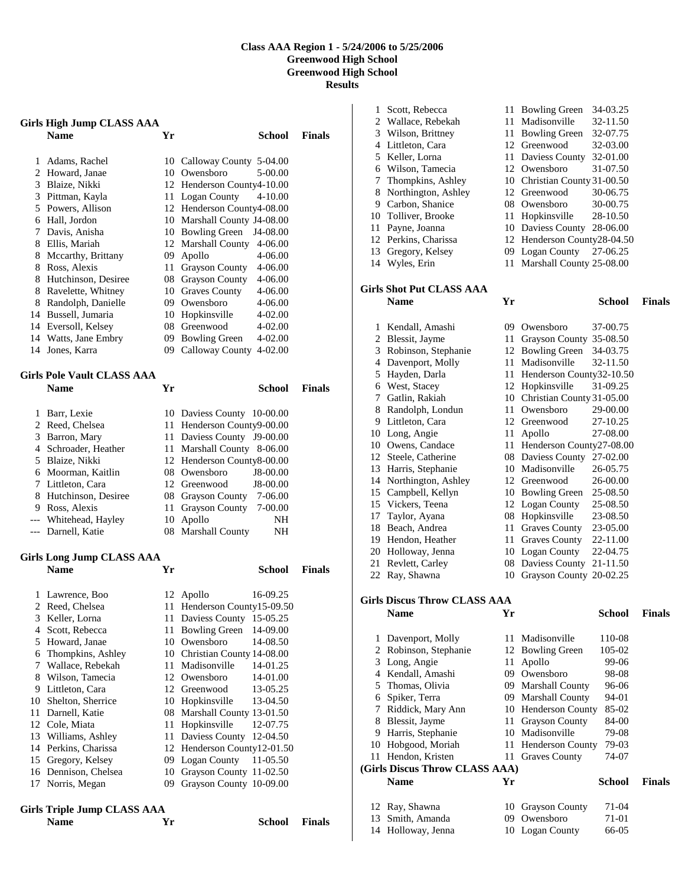# Class AAA Region 1 - 5/24/2006 to 5/25/2006
## Greenwood High School
## Greenwood High School
## Results

### Girls High Jump CLASS AAA

| | Name | Yr | School | Finals |
|---|---|---|---|---|
| 1 | Adams, Rachel | 10 | Calloway County | 5-04.00 |
| 2 | Howard, Janae | 10 | Owensboro | 5-00.00 |
| 3 | Blaize, Nikki | 12 | Henderson County | 4-10.00 |
| 3 | Pittman, Kayla | 11 | Logan County | 4-10.00 |
| 5 | Powers, Allison | 12 | Henderson County | 4-08.00 |
| 6 | Hall, Jordon | 10 | Marshall County | J4-08.00 |
| 7 | Davis, Anisha | 10 | Bowling Green | J4-08.00 |
| 8 | Ellis, Mariah | 12 | Marshall County | 4-06.00 |
| 8 | Mccarthy, Brittany | 09 | Apollo | 4-06.00 |
| 8 | Ross, Alexis | 11 | Grayson County | 4-06.00 |
| 8 | Hutchinson, Desiree | 08 | Grayson County | 4-06.00 |
| 8 | Ravelette, Whitney | 10 | Graves County | 4-06.00 |
| 8 | Randolph, Danielle | 09 | Owensboro | 4-06.00 |
| 14 | Bussell, Jumaria | 10 | Hopkinsville | 4-02.00 |
| 14 | Eversoll, Kelsey | 08 | Greenwood | 4-02.00 |
| 14 | Watts, Jane Embry | 09 | Bowling Green | 4-02.00 |
| 14 | Jones, Karra | 09 | Calloway County | 4-02.00 |

### Girls Pole Vault CLASS AAA

| | Name | Yr | School | Finals |
|---|---|---|---|---|
| 1 | Barr, Lexie | 10 | Daviess County | 10-00.00 |
| 2 | Reed, Chelsea | 11 | Henderson County | 9-00.00 |
| 3 | Barron, Mary | 11 | Daviess County | J9-00.00 |
| 4 | Schroader, Heather | 11 | Marshall County | 8-06.00 |
| 5 | Blaize, Nikki | 12 | Henderson County | 8-00.00 |
| 6 | Moorman, Kaitlin | 08 | Owensboro | J8-00.00 |
| 7 | Littleton, Cara | 12 | Greenwood | J8-00.00 |
| 8 | Hutchinson, Desiree | 08 | Grayson County | 7-06.00 |
| 9 | Ross, Alexis | 11 | Grayson County | 7-00.00 |
| --- | Whitehead, Hayley | 10 | Apollo | NH |
| --- | Darnell, Katie | 08 | Marshall County | NH |

### Girls Long Jump CLASS AAA

| | Name | Yr | School | Finals |
|---|---|---|---|---|
| 1 | Lawrence, Boo | 12 | Apollo | 16-09.25 |
| 2 | Reed, Chelsea | 11 | Henderson County | 15-09.50 |
| 3 | Keller, Lorna | 11 | Daviess County | 15-05.25 |
| 4 | Scott, Rebecca | 11 | Bowling Green | 14-09.00 |
| 5 | Howard, Janae | 10 | Owensboro | 14-08.50 |
| 6 | Thompkins, Ashley | 10 | Christian County | 14-08.00 |
| 7 | Wallace, Rebekah | 11 | Madisonville | 14-01.25 |
| 8 | Wilson, Tamecia | 12 | Owensboro | 14-01.00 |
| 9 | Littleton, Cara | 12 | Greenwood | 13-05.25 |
| 10 | Shelton, Sherrice | 10 | Hopkinsville | 13-04.50 |
| 11 | Darnell, Katie | 08 | Marshall County | 13-01.50 |
| 12 | Cole, Miata | 11 | Hopkinsville | 12-07.75 |
| 13 | Williams, Ashley | 11 | Daviess County | 12-04.50 |
| 14 | Perkins, Charissa | 12 | Henderson County | 12-01.50 |
| 15 | Gregory, Kelsey | 09 | Logan County | 11-05.50 |
| 16 | Dennison, Chelsea | 10 | Grayson County | 11-02.50 |
| 17 | Norris, Megan | 09 | Grayson County | 10-09.00 |

### Girls Triple Jump CLASS AAA

| | Name | Yr | School | Finals |
|---|---|---|---|---|
| 1 | Scott, Rebecca | 11 | Bowling Green | 34-03.25 |
| 2 | Wallace, Rebekah | 11 | Madisonville | 32-11.50 |
| 3 | Wilson, Brittney | 11 | Bowling Green | 32-07.75 |
| 4 | Littleton, Cara | 12 | Greenwood | 32-03.00 |
| 5 | Keller, Lorna | 11 | Daviess County | 32-01.00 |
| 6 | Wilson, Tamecia | 12 | Owensboro | 31-07.50 |
| 7 | Thompkins, Ashley | 10 | Christian County | 31-00.50 |
| 8 | Northington, Ashley | 12 | Greenwood | 30-06.75 |
| 9 | Carbon, Shanice | 08 | Owensboro | 30-00.75 |
| 10 | Tolliver, Brooke | 11 | Hopkinsville | 28-10.50 |
| 11 | Payne, Joanna | 10 | Daviess County | 28-06.00 |
| 12 | Perkins, Charissa | 12 | Henderson County | 28-04.50 |
| 13 | Gregory, Kelsey | 09 | Logan County | 27-06.25 |
| 14 | Wyles, Erin | 11 | Marshall County | 25-08.00 |

### Girls Shot Put CLASS AAA

| | Name | Yr | School | Finals |
|---|---|---|---|---|
| 1 | Kendall, Amashi | 09 | Owensboro | 37-00.75 |
| 2 | Blessit, Jayme | 11 | Grayson County | 35-08.50 |
| 3 | Robinson, Stephanie | 12 | Bowling Green | 34-03.75 |
| 4 | Davenport, Molly | 11 | Madisonville | 32-11.50 |
| 5 | Hayden, Darla | 11 | Henderson County | 32-10.50 |
| 6 | West, Stacey | 12 | Hopkinsville | 31-09.25 |
| 7 | Gatlin, Rakiah | 10 | Christian County | 31-05.00 |
| 8 | Randolph, Londun | 11 | Owensboro | 29-00.00 |
| 9 | Littleton, Cara | 12 | Greenwood | 27-10.25 |
| 10 | Long, Angie | 11 | Apollo | 27-08.00 |
| 10 | Owens, Candace | 11 | Henderson County | 27-08.00 |
| 12 | Steele, Catherine | 08 | Daviess County | 27-02.00 |
| 13 | Harris, Stephanie | 10 | Madisonville | 26-05.75 |
| 14 | Northington, Ashley | 12 | Greenwood | 26-00.00 |
| 15 | Campbell, Kellyn | 10 | Bowling Green | 25-08.50 |
| 15 | Vickers, Teena | 12 | Logan County | 25-08.50 |
| 17 | Taylor, Ayana | 08 | Hopkinsville | 23-08.50 |
| 18 | Beach, Andrea | 11 | Graves County | 23-05.00 |
| 19 | Hendon, Heather | 11 | Graves County | 22-11.00 |
| 20 | Holloway, Jenna | 10 | Logan County | 22-04.75 |
| 21 | Revlett, Carley | 08 | Daviess County | 21-11.50 |
| 22 | Ray, Shawna | 10 | Grayson County | 20-02.25 |

### Girls Discus Throw CLASS AAA

| | Name | Yr | School | Finals |
|---|---|---|---|---|
| 1 | Davenport, Molly | 11 | Madisonville | 110-08 |
| 2 | Robinson, Stephanie | 12 | Bowling Green | 105-02 |
| 3 | Long, Angie | 11 | Apollo | 99-06 |
| 4 | Kendall, Amashi | 09 | Owensboro | 98-08 |
| 5 | Thomas, Olivia | 09 | Marshall County | 96-06 |
| 6 | Spiker, Terra | 09 | Marshall County | 94-01 |
| 7 | Riddick, Mary Ann | 10 | Henderson County | 85-02 |
| 8 | Blessit, Jayme | 11 | Grayson County | 84-00 |
| 9 | Harris, Stephanie | 10 | Madisonville | 79-08 |
| 10 | Hobgood, Moriah | 11 | Henderson County | 79-03 |
| 11 | Hendon, Kristen | 11 | Graves County | 74-07 |
| 12 | Ray, Shawna | 10 | Grayson County | 71-04 |
| 13 | Smith, Amanda | 09 | Owensboro | 71-01 |
| 14 | Holloway, Jenna | 10 | Logan County | 66-05 |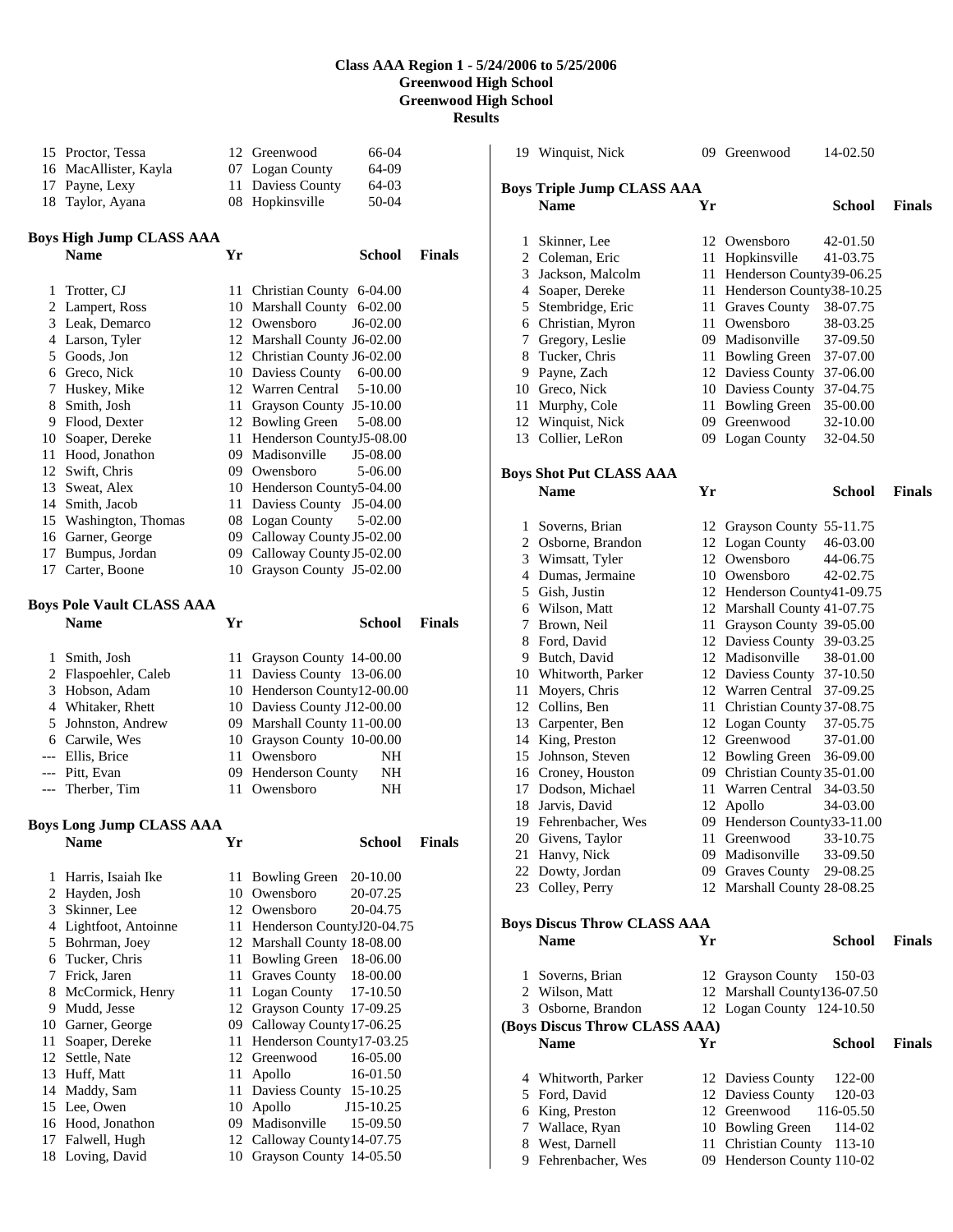**Class AAA Region 1 - 5/24/2006 to 5/25/2006**
**Greenwood High School**
**Greenwood High School**
**Results**

| | Name | Yr | School | Finals |
|---|---|---|---|---|
| 15 | Proctor, Tessa | 12 | Greenwood | 66-04 |
| 16 | MacAllister, Kayla | 07 | Logan County | 64-09 |
| 17 | Payne, Lexy | 11 | Daviess County | 64-03 |
| 18 | Taylor, Ayana | 08 | Hopkinsville | 50-04 |

### Boys High Jump CLASS AAA

| | Name | Yr | School | Finals |
|---|---|---|---|---|
| 1 | Trotter, CJ | 11 | Christian County | 6-04.00 |
| 2 | Lampert, Ross | 10 | Marshall County | 6-02.00 |
| 3 | Leak, Demarco | 12 | Owensboro | J6-02.00 |
| 4 | Larson, Tyler | 12 | Marshall County | J6-02.00 |
| 5 | Goods, Jon | 12 | Christian County | J6-02.00 |
| 6 | Greco, Nick | 10 | Daviess County | 6-00.00 |
| 7 | Huskey, Mike | 12 | Warren Central | 5-10.00 |
| 8 | Smith, Josh | 11 | Grayson County | J5-10.00 |
| 9 | Flood, Dexter | 12 | Bowling Green | 5-08.00 |
| 10 | Soaper, Dereke | 11 | Henderson County | J5-08.00 |
| 11 | Hood, Jonathon | 09 | Madisonville | J5-08.00 |
| 12 | Swift, Chris | 09 | Owensboro | 5-06.00 |
| 13 | Sweat, Alex | 10 | Henderson County | 5-04.00 |
| 14 | Smith, Jacob | 11 | Daviess County | J5-04.00 |
| 15 | Washington, Thomas | 08 | Logan County | 5-02.00 |
| 16 | Garner, George | 09 | Calloway County | J5-02.00 |
| 17 | Bumpus, Jordan | 09 | Calloway County | J5-02.00 |
| 17 | Carter, Boone | 10 | Grayson County | J5-02.00 |

### Boys Pole Vault CLASS AAA

| | Name | Yr | School | Finals |
|---|---|---|---|---|
| 1 | Smith, Josh | 11 | Grayson County | 14-00.00 |
| 2 | Flaspoehler, Caleb | 11 | Daviess County | 13-06.00 |
| 3 | Hobson, Adam | 10 | Henderson County | 12-00.00 |
| 4 | Whitaker, Rhett | 10 | Daviess County | J12-00.00 |
| 5 | Johnston, Andrew | 09 | Marshall County | 11-00.00 |
| 6 | Carwile, Wes | 10 | Grayson County | 10-00.00 |
| --- | Ellis, Brice | 11 | Owensboro | NH |
| --- | Pitt, Evan | 09 | Henderson County | NH |
| --- | Therber, Tim | 11 | Owensboro | NH |

### Boys Long Jump CLASS AAA

| | Name | Yr | School | Finals |
|---|---|---|---|---|
| 1 | Harris, Isaiah Ike | 11 | Bowling Green | 20-10.00 |
| 2 | Hayden, Josh | 10 | Owensboro | 20-07.25 |
| 3 | Skinner, Lee | 12 | Owensboro | 20-04.75 |
| 4 | Lightfoot, Antoinne | 11 | Henderson County | J20-04.75 |
| 5 | Bohrman, Joey | 12 | Marshall County | 18-08.00 |
| 6 | Tucker, Chris | 11 | Bowling Green | 18-06.00 |
| 7 | Frick, Jaren | 11 | Graves County | 18-00.00 |
| 8 | McCormick, Henry | 11 | Logan County | 17-10.50 |
| 9 | Mudd, Jesse | 12 | Grayson County | 17-09.25 |
| 10 | Garner, George | 09 | Calloway County | 17-06.25 |
| 11 | Soaper, Dereke | 11 | Henderson County | 17-03.25 |
| 12 | Settle, Nate | 12 | Greenwood | 16-05.00 |
| 13 | Huff, Matt | 11 | Apollo | 16-01.50 |
| 14 | Maddy, Sam | 11 | Daviess County | 15-10.25 |
| 15 | Lee, Owen | 10 | Apollo | J15-10.25 |
| 16 | Hood, Jonathon | 09 | Madisonville | 15-09.50 |
| 17 | Falwell, Hugh | 12 | Calloway County | 14-07.75 |
| 18 | Loving, David | 10 | Grayson County | 14-05.50 |
| 19 | Winquist, Nick | 09 | Greenwood | 14-02.50 |

### Boys Triple Jump CLASS AAA

| | Name | Yr | School | Finals |
|---|---|---|---|---|
| 1 | Skinner, Lee | 12 | Owensboro | 42-01.50 |
| 2 | Coleman, Eric | 11 | Hopkinsville | 41-03.75 |
| 3 | Jackson, Malcolm | 11 | Henderson County | 39-06.25 |
| 4 | Soaper, Dereke | 11 | Henderson County | 38-10.25 |
| 5 | Stembridge, Eric | 11 | Graves County | 38-07.75 |
| 6 | Christian, Myron | 11 | Owensboro | 38-03.25 |
| 7 | Gregory, Leslie | 09 | Madisonville | 37-09.50 |
| 8 | Tucker, Chris | 11 | Bowling Green | 37-07.00 |
| 9 | Payne, Zach | 12 | Daviess County | 37-06.00 |
| 10 | Greco, Nick | 10 | Daviess County | 37-04.75 |
| 11 | Murphy, Cole | 11 | Bowling Green | 35-00.00 |
| 12 | Winquist, Nick | 09 | Greenwood | 32-10.00 |
| 13 | Collier, LeRon | 09 | Logan County | 32-04.50 |

### Boys Shot Put CLASS AAA

| | Name | Yr | School | Finals |
|---|---|---|---|---|
| 1 | Soverns, Brian | 12 | Grayson County | 55-11.75 |
| 2 | Osborne, Brandon | 12 | Logan County | 46-03.00 |
| 3 | Wimsatt, Tyler | 12 | Owensboro | 44-06.75 |
| 4 | Dumas, Jermaine | 10 | Owensboro | 42-02.75 |
| 5 | Gish, Justin | 12 | Henderson County | 41-09.75 |
| 6 | Wilson, Matt | 12 | Marshall County | 41-07.75 |
| 7 | Brown, Neil | 11 | Grayson County | 39-05.00 |
| 8 | Ford, David | 12 | Daviess County | 39-03.25 |
| 9 | Butch, David | 12 | Madisonville | 38-01.00 |
| 10 | Whitworth, Parker | 12 | Daviess County | 37-10.50 |
| 11 | Moyers, Chris | 12 | Warren Central | 37-09.25 |
| 12 | Collins, Ben | 11 | Christian County | 37-08.75 |
| 13 | Carpenter, Ben | 12 | Logan County | 37-05.75 |
| 14 | King, Preston | 12 | Greenwood | 37-01.00 |
| 15 | Johnson, Steven | 12 | Bowling Green | 36-09.00 |
| 16 | Croney, Houston | 09 | Christian County | 35-01.00 |
| 17 | Dodson, Michael | 11 | Warren Central | 34-03.50 |
| 18 | Jarvis, David | 12 | Apollo | 34-03.00 |
| 19 | Fehrenbacher, Wes | 09 | Henderson County | 33-11.00 |
| 20 | Givens, Taylor | 11 | Greenwood | 33-10.75 |
| 21 | Hanvy, Nick | 09 | Madisonville | 33-09.50 |
| 22 | Dowty, Jordan | 09 | Graves County | 29-08.25 |
| 23 | Colley, Perry | 12 | Marshall County | 28-08.25 |

### Boys Discus Throw CLASS AAA

| | Name | Yr | School | Finals |
|---|---|---|---|---|
| 1 | Soverns, Brian | 12 | Grayson County | 150-03 |
| 2 | Wilson, Matt | 12 | Marshall County | 136-07.50 |
| 3 | Osborne, Brandon | 12 | Logan County | 124-10.50 |

### (Boys Discus Throw CLASS AAA)

| | Name | Yr | School | Finals |
|---|---|---|---|---|
| 4 | Whitworth, Parker | 12 | Daviess County | 122-00 |
| 5 | Ford, David | 12 | Daviess County | 120-03 |
| 6 | King, Preston | 12 | Greenwood | 116-05.50 |
| 7 | Wallace, Ryan | 10 | Bowling Green | 114-02 |
| 8 | West, Darnell | 11 | Christian County | 113-10 |
| 9 | Fehrenbacher, Wes | 09 | Henderson County | 110-02 |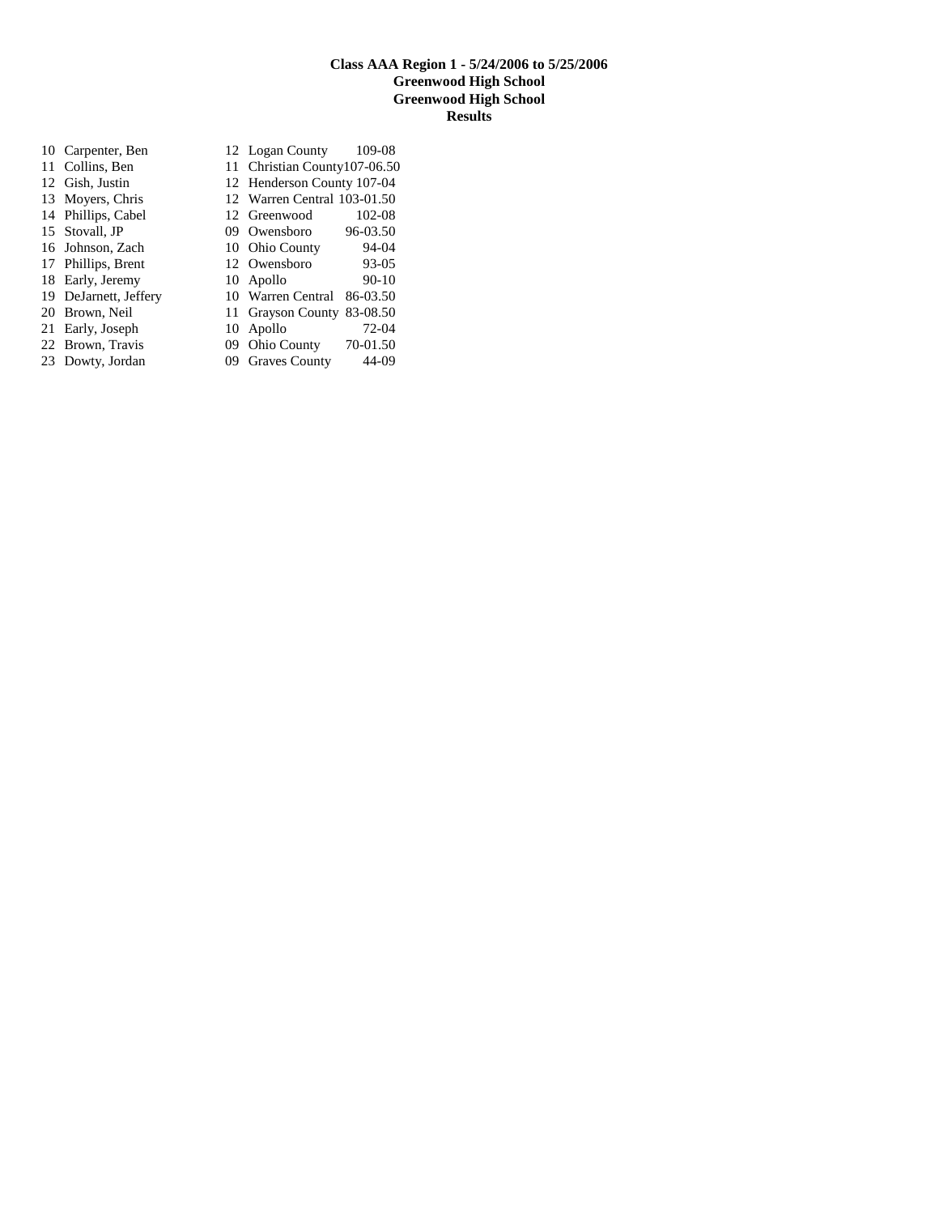**Class AAA Region 1 - 5/24/2006 to 5/25/2006**
**Greenwood High School**
**Greenwood High School**
**Results**

| | | | | |
|---|---|---|---|---|
| 10 | Carpenter, Ben | 12 | Logan County | 109-08 |
| 11 | Collins, Ben | 11 | Christian County | 107-06.50 |
| 12 | Gish, Justin | 12 | Henderson County | 107-04 |
| 13 | Moyers, Chris | 12 | Warren Central | 103-01.50 |
| 14 | Phillips, Cabel | 12 | Greenwood | 102-08 |
| 15 | Stovall, JP | 09 | Owensboro | 96-03.50 |
| 16 | Johnson, Zach | 10 | Ohio County | 94-04 |
| 17 | Phillips, Brent | 12 | Owensboro | 93-05 |
| 18 | Early, Jeremy | 10 | Apollo | 90-10 |
| 19 | DeJarnett, Jeffery | 10 | Warren Central | 86-03.50 |
| 20 | Brown, Neil | 11 | Grayson County | 83-08.50 |
| 21 | Early, Joseph | 10 | Apollo | 72-04 |
| 22 | Brown, Travis | 09 | Ohio County | 70-01.50 |
| 23 | Dowty, Jordan | 09 | Graves County | 44-09 |